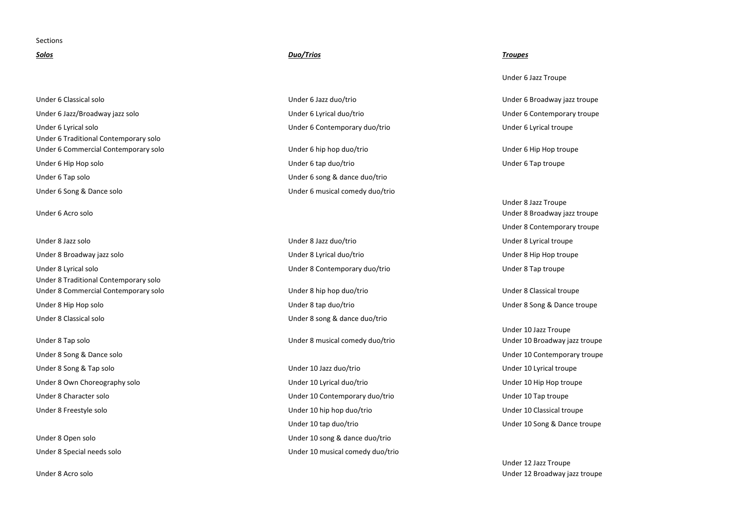Sections

***Solos***

- Under 6 Classical solo
- Under 6 Jazz/Broadway jazz solo
- Under 6 Lyrical solo
- Under 6 Traditional Contemporary solo
- Under 6 Commercial Contemporary solo
- Under 6 Hip Hop solo
- Under 6 Tap solo
- Under 6 Song & Dance solo
- Under 6 Acro solo

- Under 8 Jazz solo
- Under 8 Broadway jazz solo
- Under 8 Lyrical solo
- Under 8 Traditional Contemporary solo
- Under 8 Commercial Contemporary solo
- Under 8 Hip Hop solo
- Under 8 Classical solo
- Under 8 Tap solo
- Under 8 Song & Dance solo
- Under 8 Song & Tap solo
- Under 8 Own Choreography solo
- Under 8 Character solo
- Under 8 Freestyle solo
- Under 8 Open solo
- Under 8 Special needs solo
- Under 8 Acro solo

***Duo/Trios***

- Under 6 Jazz duo/trio
- Under 6 Lyrical duo/trio
- Under 6 Contemporary duo/trio
- Under 6 hip hop duo/trio
- Under 6 tap duo/trio
- Under 6 song & dance duo/trio
- Under 6 musical comedy duo/trio

- Under 8 Jazz duo/trio
- Under 8 Lyrical duo/trio
- Under 8 Contemporary duo/trio
- Under 8 hip hop duo/trio
- Under 8 tap duo/trio
- Under 8 song & dance duo/trio
- Under 8 musical comedy duo/trio

- Under 10 Jazz duo/trio
- Under 10 Lyrical duo/trio
- Under 10 Contemporary duo/trio
- Under 10 hip hop duo/trio
- Under 10 tap duo/trio
- Under 10 song & dance duo/trio
- Under 10 musical comedy duo/trio

***Troupes***

- Under 6 Jazz Troupe
- Under 6 Broadway jazz troupe
- Under 6 Contemporary troupe
- Under 6 Lyrical troupe
- Under 6 Hip Hop troupe
- Under 6 Tap troupe

- Under 8 Jazz Troupe
- Under 8 Broadway jazz troupe
- Under 8 Contemporary troupe
- Under 8 Lyrical troupe
- Under 8 Hip Hop troupe
- Under 8 Tap troupe
- Under 8 Classical troupe
- Under 8 Song & Dance troupe

- Under 10 Jazz Troupe
- Under 10 Broadway jazz troupe
- Under 10 Contemporary troupe
- Under 10 Lyrical troupe
- Under 10 Hip Hop troupe
- Under 10 Tap troupe
- Under 10 Classical troupe
- Under 10 Song & Dance troupe

- Under 12 Jazz Troupe
- Under 12 Broadway jazz troupe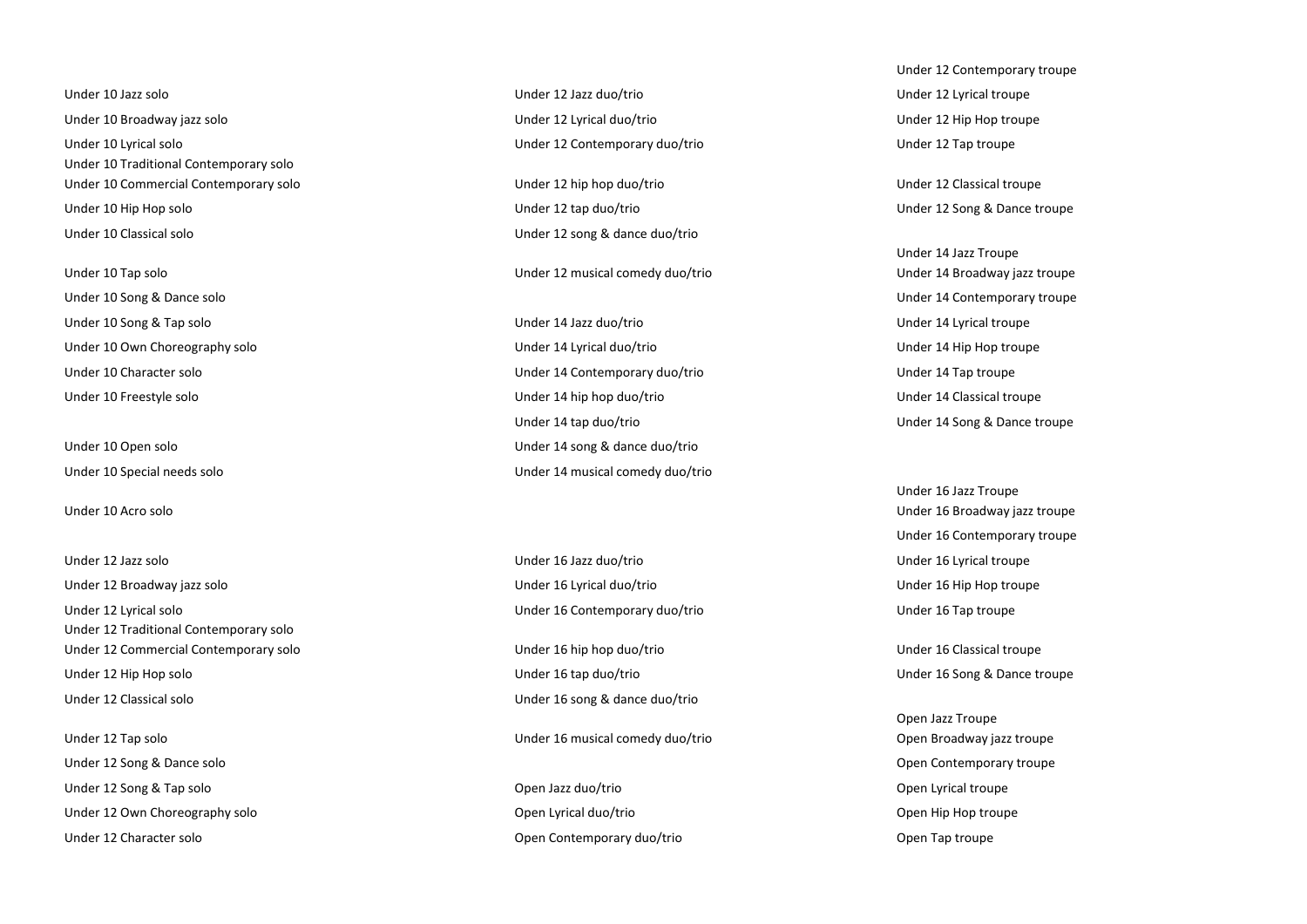Under 10 Jazz solo
Under 10 Broadway jazz solo
Under 10 Lyrical solo
Under 10 Traditional Contemporary solo
Under 10 Commercial Contemporary solo
Under 10 Hip Hop solo
Under 10 Classical solo

Under 10 Tap solo
Under 10 Song & Dance solo
Under 10 Song & Tap solo
Under 10 Own Choreography solo
Under 10 Character solo
Under 10 Freestyle solo

Under 10 Open solo
Under 10 Special needs solo

Under 10 Acro solo

Under 12 Jazz solo
Under 12 Broadway jazz solo
Under 12 Lyrical solo
Under 12 Traditional Contemporary solo
Under 12 Commercial Contemporary solo
Under 12 Hip Hop solo
Under 12 Classical solo

Under 12 Tap solo
Under 12 Song & Dance solo
Under 12 Song & Tap solo
Under 12 Own Choreography solo
Under 12 Character solo

Under 12 Jazz duo/trio
Under 12 Lyrical duo/trio
Under 12 Contemporary duo/trio

Under 12 hip hop duo/trio
Under 12 tap duo/trio
Under 12 song & dance duo/trio

Under 12 musical comedy duo/trio

Under 14 Jazz duo/trio
Under 14 Lyrical duo/trio
Under 14 Contemporary duo/trio
Under 14 hip hop duo/trio
Under 14 tap duo/trio
Under 14 song & dance duo/trio
Under 14 musical comedy duo/trio

Under 16 Jazz duo/trio
Under 16 Lyrical duo/trio
Under 16 Contemporary duo/trio

Under 16 hip hop duo/trio
Under 16 tap duo/trio
Under 16 song & dance duo/trio

Under 16 musical comedy duo/trio

Open Jazz duo/trio
Open Lyrical duo/trio
Open Contemporary duo/trio

Under 12 Contemporary troupe
Under 12 Lyrical troupe
Under 12 Hip Hop troupe
Under 12 Tap troupe

Under 12 Classical troupe
Under 12 Song & Dance troupe

Under 14 Jazz Troupe
Under 14 Broadway jazz troupe
Under 14 Contemporary troupe
Under 14 Lyrical troupe
Under 14 Hip Hop troupe
Under 14 Tap troupe
Under 14 Classical troupe
Under 14 Song & Dance troupe

Under 16 Jazz Troupe
Under 16 Broadway jazz troupe
Under 16 Contemporary troupe
Under 16 Lyrical troupe
Under 16 Hip Hop troupe
Under 16 Tap troupe

Under 16 Classical troupe
Under 16 Song & Dance troupe

Open Jazz Troupe
Open Broadway jazz troupe
Open Contemporary troupe
Open Lyrical troupe
Open Hip Hop troupe
Open Tap troupe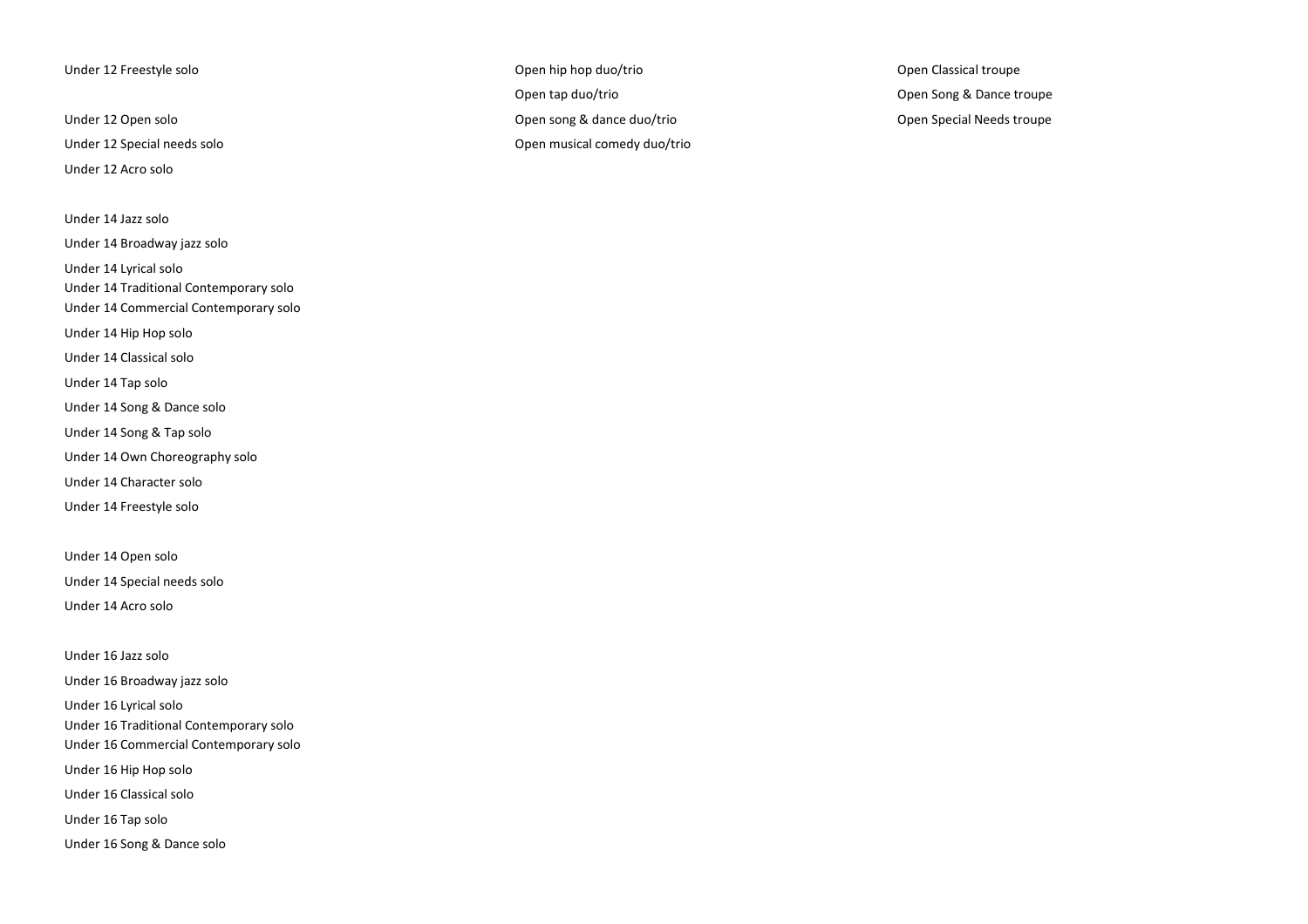Under 12 Freestyle solo

Under 12 Open solo

Under 12 Special needs solo

Under 12 Acro solo

Under 14 Jazz solo

Under 14 Broadway jazz solo

Under 14 Lyrical solo

Under 14 Traditional Contemporary solo

Under 14 Commercial Contemporary solo

Under 14 Hip Hop solo

Under 14 Classical solo

Under 14 Tap solo

Under 14 Song & Dance solo

Under 14 Song & Tap solo

Under 14 Own Choreography solo

Under 14 Character solo

Under 14 Freestyle solo

Under 14 Open solo

Under 14 Special needs solo

Under 14 Acro solo

Under 16 Jazz solo

Under 16 Broadway jazz solo

Under 16 Lyrical solo

Under 16 Traditional Contemporary solo

Under 16 Commercial Contemporary solo

Under 16 Hip Hop solo

Under 16 Classical solo

Under 16 Tap solo

Under 16 Song & Dance solo

Open hip hop duo/trio

Open tap duo/trio

Open song & dance duo/trio

Open musical comedy duo/trio

Open Classical troupe

Open Song & Dance troupe

Open Special Needs troupe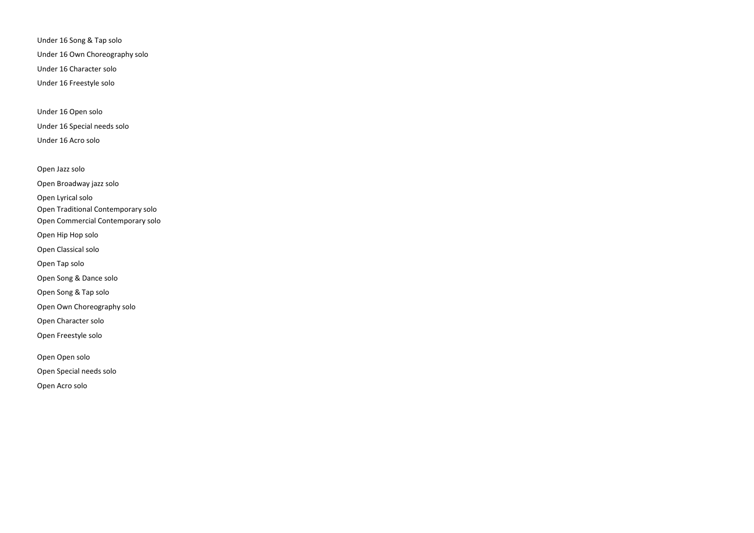Under 16 Song & Tap solo

Under 16 Own Choreography solo

Under 16 Character solo

Under 16 Freestyle solo

Under 16 Open solo

Under 16 Special needs solo

Under 16 Acro solo

Open Jazz solo

Open Broadway jazz solo

Open Lyrical solo

Open Traditional Contemporary solo

Open Commercial Contemporary solo

Open Hip Hop solo

Open Classical solo

Open Tap solo

Open Song & Dance solo

Open Song & Tap solo

Open Own Choreography solo

Open Character solo

Open Freestyle solo

Open Open solo

Open Special needs solo

Open Acro solo